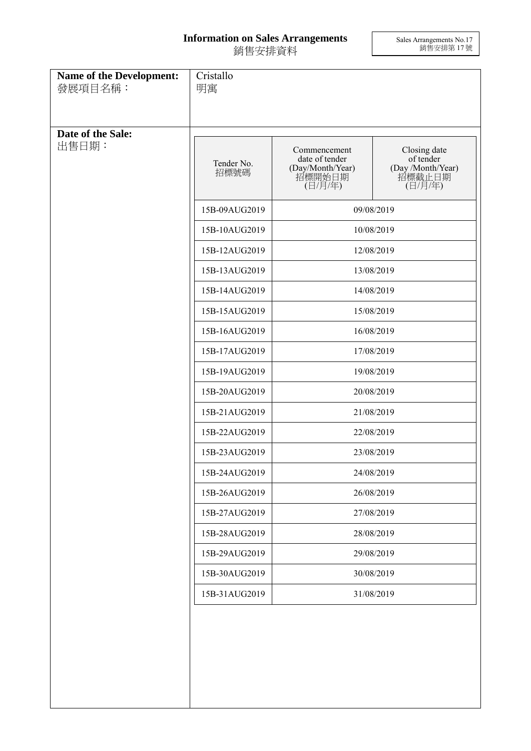# Information on Sales Arrangements
# 銷售安排資料

Sales Arrangements No.17
銷售安排第 17 號

**Name of the Development:**
發展項目名稱：

Cristallo
明寓

**Date of the Sale:**
出售日期：

| Tender No. 招標號碼 | Commencement date of tender (Day/Month/Year) 招標開始日期 (日/月/年) | Closing date of tender (Day /Month/Year) 招標截止日期 (日/月/年) |
|---|---|---|
| 15B-09AUG2019 | 09/08/2019 | |
| 15B-10AUG2019 | 10/08/2019 | |
| 15B-12AUG2019 | 12/08/2019 | |
| 15B-13AUG2019 | 13/08/2019 | |
| 15B-14AUG2019 | 14/08/2019 | |
| 15B-15AUG2019 | 15/08/2019 | |
| 15B-16AUG2019 | 16/08/2019 | |
| 15B-17AUG2019 | 17/08/2019 | |
| 15B-19AUG2019 | 19/08/2019 | |
| 15B-20AUG2019 | 20/08/2019 | |
| 15B-21AUG2019 | 21/08/2019 | |
| 15B-22AUG2019 | 22/08/2019 | |
| 15B-23AUG2019 | 23/08/2019 | |
| 15B-24AUG2019 | 24/08/2019 | |
| 15B-26AUG2019 | 26/08/2019 | |
| 15B-27AUG2019 | 27/08/2019 | |
| 15B-28AUG2019 | 28/08/2019 | |
| 15B-29AUG2019 | 29/08/2019 | |
| 15B-30AUG2019 | 30/08/2019 | |
| 15B-31AUG2019 | 31/08/2019 | |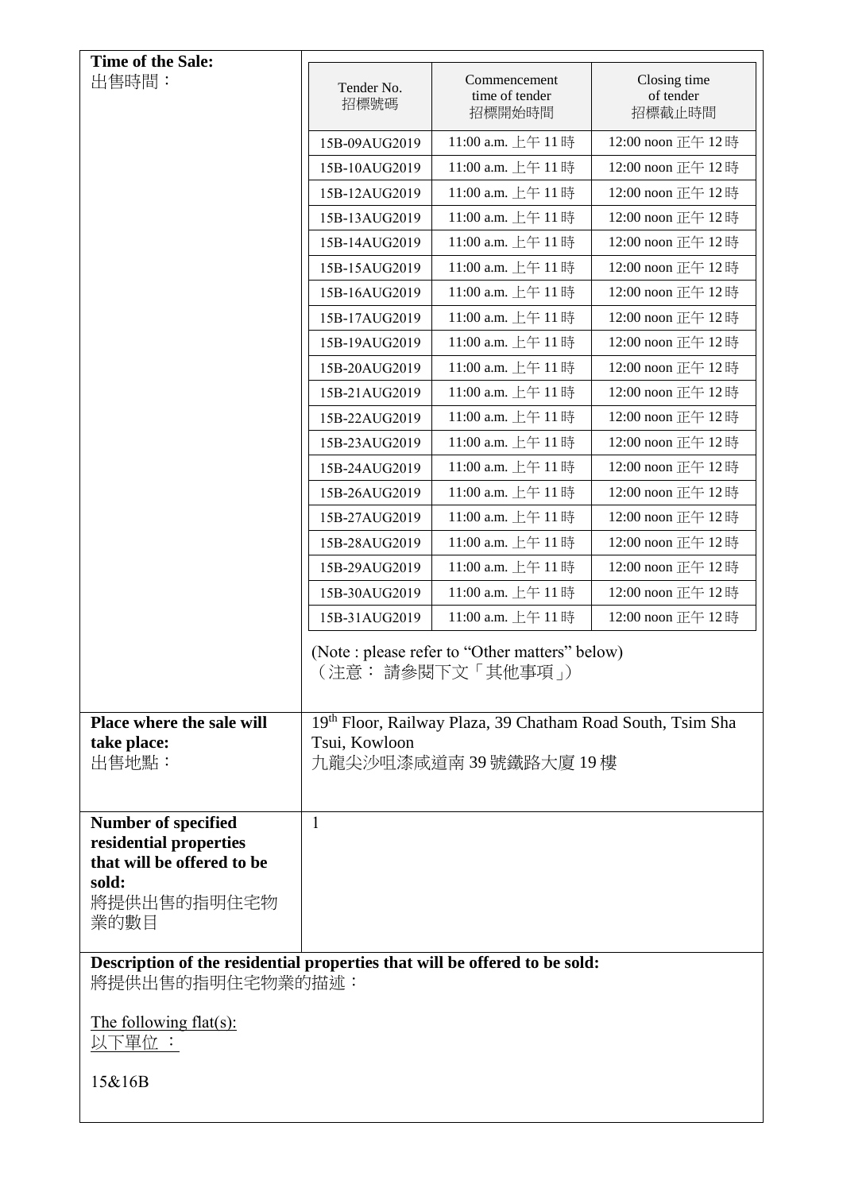**Time of the Sale:**
出售時間：

| Tender No. 招標號碼 | Commencement time of tender 招標開始時間 | Closing time of tender 招標截止時間 |
|---|---|---|
| 15B-09AUG2019 | 11:00 a.m. 上午 11 時 | 12:00 noon 正午 12 時 |
| 15B-10AUG2019 | 11:00 a.m. 上午 11 時 | 12:00 noon 正午 12 時 |
| 15B-12AUG2019 | 11:00 a.m. 上午 11 時 | 12:00 noon 正午 12 時 |
| 15B-13AUG2019 | 11:00 a.m. 上午 11 時 | 12:00 noon 正午 12 時 |
| 15B-14AUG2019 | 11:00 a.m. 上午 11 時 | 12:00 noon 正午 12 時 |
| 15B-15AUG2019 | 11:00 a.m. 上午 11 時 | 12:00 noon 正午 12 時 |
| 15B-16AUG2019 | 11:00 a.m. 上午 11 時 | 12:00 noon 正午 12 時 |
| 15B-17AUG2019 | 11:00 a.m. 上午 11 時 | 12:00 noon 正午 12 時 |
| 15B-19AUG2019 | 11:00 a.m. 上午 11 時 | 12:00 noon 正午 12 時 |
| 15B-20AUG2019 | 11:00 a.m. 上午 11 時 | 12:00 noon 正午 12 時 |
| 15B-21AUG2019 | 11:00 a.m. 上午 11 時 | 12:00 noon 正午 12 時 |
| 15B-22AUG2019 | 11:00 a.m. 上午 11 時 | 12:00 noon 正午 12 時 |
| 15B-23AUG2019 | 11:00 a.m. 上午 11 時 | 12:00 noon 正午 12 時 |
| 15B-24AUG2019 | 11:00 a.m. 上午 11 時 | 12:00 noon 正午 12 時 |
| 15B-26AUG2019 | 11:00 a.m. 上午 11 時 | 12:00 noon 正午 12 時 |
| 15B-27AUG2019 | 11:00 a.m. 上午 11 時 | 12:00 noon 正午 12 時 |
| 15B-28AUG2019 | 11:00 a.m. 上午 11 時 | 12:00 noon 正午 12 時 |
| 15B-29AUG2019 | 11:00 a.m. 上午 11 時 | 12:00 noon 正午 12 時 |
| 15B-30AUG2019 | 11:00 a.m. 上午 11 時 | 12:00 noon 正午 12 時 |
| 15B-31AUG2019 | 11:00 a.m. 上午 11 時 | 12:00 noon 正午 12 時 |

(Note : please refer to "Other matters" below)
（注意： 請參閱下文「其他事項」）

**Place where the sale will take place:**
出售地點：

19th Floor, Railway Plaza, 39 Chatham Road South, Tsim Sha Tsui, Kowloon
九龍尖沙咀漆咸道南 39 號鐵路大廈 19 樓

**Number of specified residential properties that will be offered to be sold:**
將提供出售的指明住宅物業的數目

1

**Description of the residential properties that will be offered to be sold:**
將提供出售的指明住宅物業的描述：

The following flat(s):
以下單位 ：

15&16B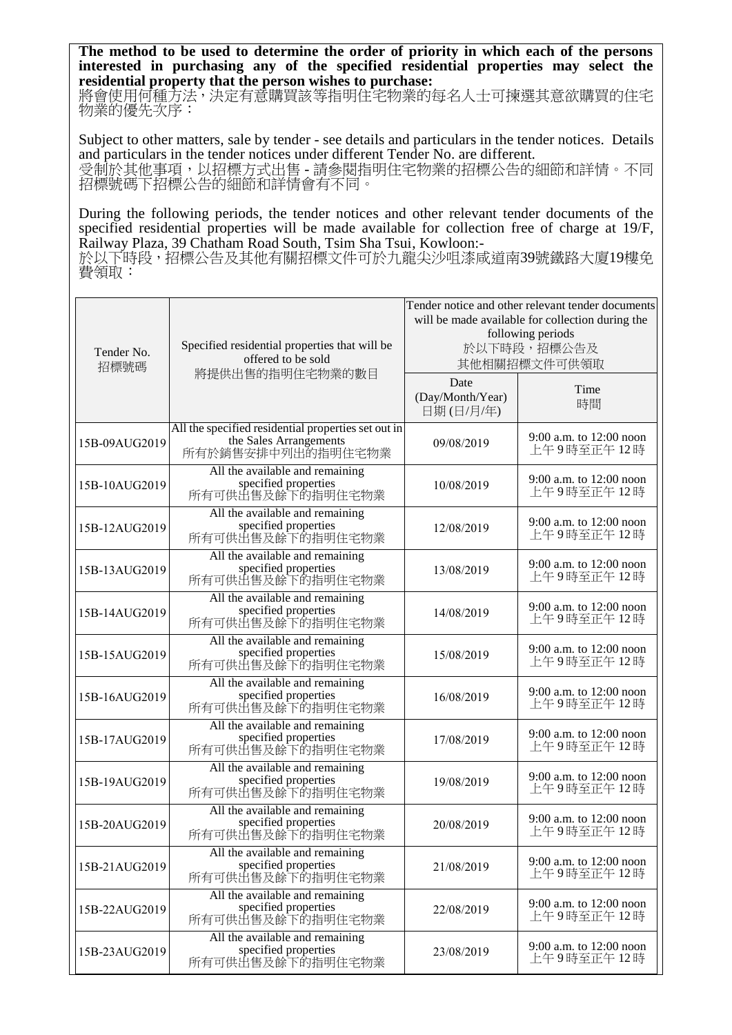**The method to be used to determine the order of priority in which each of the persons interested in purchasing any of the specified residential properties may select the residential property that the person wishes to purchase:**

將會使用何種方法，決定有意購買該等指明住宅物業的每名人士可揀選其意欲購買的住宅物業的優先次序：

Subject to other matters, sale by tender - see details and particulars in the tender notices. Details and particulars in the tender notices under different Tender No. are different.

受制於其他事項，以招標方式出售 - 請參閱指明住宅物業的招標公告的細節和詳情。不同招標號碼下招標公告的細節和詳情會有不同。

During the following periods, the tender notices and other relevant tender documents of the specified residential properties will be made available for collection free of charge at 19/F, Railway Plaza, 39 Chatham Road South, Tsim Sha Tsui, Kowloon:-

於以下時段，招標公告及其他有關招標文件可於九龍尖沙咀漆咸道南39號鐵路大廈19樓免費領取：

| Tender No. 招標號碼 | Specified residential properties that will be offered to be sold 將提供出售的指明住宅物業的數目 | Tender notice and other relevant tender documents will be made available for collection during the following periods 於以下時段，招標公告及其他相關招標文件可供領取 | |
|---|---|---|---|
| | | Date (Day/Month/Year) 日期 (日/月/年) | Time 時間 |
| 15B-09AUG2019 | All the specified residential properties set out in the Sales Arrangements 所有於銷售安排中列出的指明住宅物業 | 09/08/2019 | 9:00 a.m. to 12:00 noon 上午 9 時至正午 12 時 |
| 15B-10AUG2019 | All the available and remaining specified properties 所有可供出售及餘下的指明住宅物業 | 10/08/2019 | 9:00 a.m. to 12:00 noon 上午 9 時至正午 12 時 |
| 15B-12AUG2019 | All the available and remaining specified properties 所有可供出售及餘下的指明住宅物業 | 12/08/2019 | 9:00 a.m. to 12:00 noon 上午 9 時至正午 12 時 |
| 15B-13AUG2019 | All the available and remaining specified properties 所有可供出售及餘下的指明住宅物業 | 13/08/2019 | 9:00 a.m. to 12:00 noon 上午 9 時至正午 12 時 |
| 15B-14AUG2019 | All the available and remaining specified properties 所有可供出售及餘下的指明住宅物業 | 14/08/2019 | 9:00 a.m. to 12:00 noon 上午 9 時至正午 12 時 |
| 15B-15AUG2019 | All the available and remaining specified properties 所有可供出售及餘下的指明住宅物業 | 15/08/2019 | 9:00 a.m. to 12:00 noon 上午 9 時至正午 12 時 |
| 15B-16AUG2019 | All the available and remaining specified properties 所有可供出售及餘下的指明住宅物業 | 16/08/2019 | 9:00 a.m. to 12:00 noon 上午 9 時至正午 12 時 |
| 15B-17AUG2019 | All the available and remaining specified properties 所有可供出售及餘下的指明住宅物業 | 17/08/2019 | 9:00 a.m. to 12:00 noon 上午 9 時至正午 12 時 |
| 15B-19AUG2019 | All the available and remaining specified properties 所有可供出售及餘下的指明住宅物業 | 19/08/2019 | 9:00 a.m. to 12:00 noon 上午 9 時至正午 12 時 |
| 15B-20AUG2019 | All the available and remaining specified properties 所有可供出售及餘下的指明住宅物業 | 20/08/2019 | 9:00 a.m. to 12:00 noon 上午 9 時至正午 12 時 |
| 15B-21AUG2019 | All the available and remaining specified properties 所有可供出售及餘下的指明住宅物業 | 21/08/2019 | 9:00 a.m. to 12:00 noon 上午 9 時至正午 12 時 |
| 15B-22AUG2019 | All the available and remaining specified properties 所有可供出售及餘下的指明住宅物業 | 22/08/2019 | 9:00 a.m. to 12:00 noon 上午 9 時至正午 12 時 |
| 15B-23AUG2019 | All the available and remaining specified properties 所有可供出售及餘下的指明住宅物業 | 23/08/2019 | 9:00 a.m. to 12:00 noon 上午 9 時至正午 12 時 |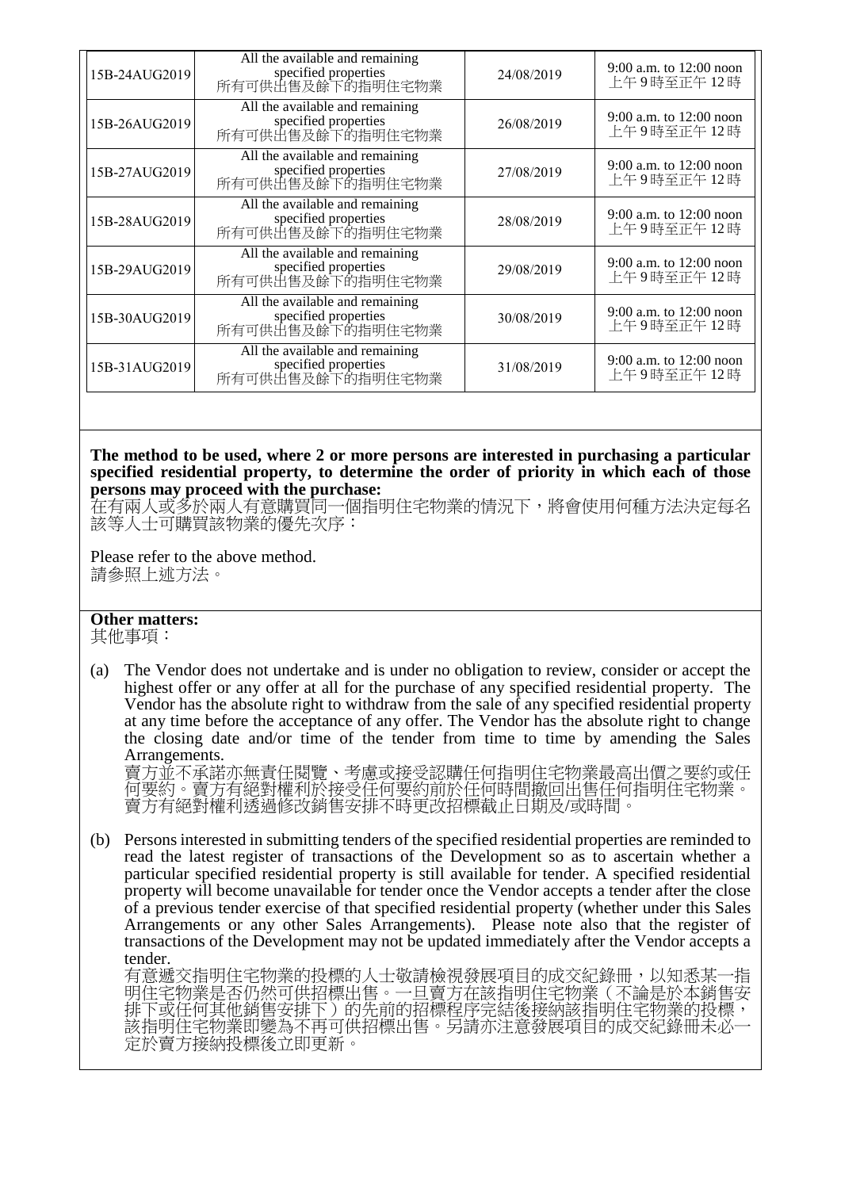| | | | |
|---|---|---|---|
| 15B-24AUG2019 | All the available and remaining specified properties<br>所有可供出售及餘下的指明住宅物業 | 24/08/2019 | 9:00 a.m. to 12:00 noon<br>上午 9 時至正午 12 時 |
| 15B-26AUG2019 | All the available and remaining specified properties<br>所有可供出售及餘下的指明住宅物業 | 26/08/2019 | 9:00 a.m. to 12:00 noon<br>上午 9 時至正午 12 時 |
| 15B-27AUG2019 | All the available and remaining specified properties<br>所有可供出售及餘下的指明住宅物業 | 27/08/2019 | 9:00 a.m. to 12:00 noon<br>上午 9 時至正午 12 時 |
| 15B-28AUG2019 | All the available and remaining specified properties<br>所有可供出售及餘下的指明住宅物業 | 28/08/2019 | 9:00 a.m. to 12:00 noon<br>上午 9 時至正午 12 時 |
| 15B-29AUG2019 | All the available and remaining specified properties<br>所有可供出售及餘下的指明住宅物業 | 29/08/2019 | 9:00 a.m. to 12:00 noon<br>上午 9 時至正午 12 時 |
| 15B-30AUG2019 | All the available and remaining specified properties<br>所有可供出售及餘下的指明住宅物業 | 30/08/2019 | 9:00 a.m. to 12:00 noon<br>上午 9 時至正午 12 時 |
| 15B-31AUG2019 | All the available and remaining specified properties<br>所有可供出售及餘下的指明住宅物業 | 31/08/2019 | 9:00 a.m. to 12:00 noon<br>上午 9 時至正午 12 時 |

**The method to be used, where 2 or more persons are interested in purchasing a particular specified residential property, to determine the order of priority in which each of those persons may proceed with the purchase:**
在有兩人或多於兩人有意購買同一個指明住宅物業的情況下，將會使用何種方法決定每名該等人士可購買該物業的優先次序：

Please refer to the above method.
請參照上述方法。

**Other matters:**
其他事項：

(a) The Vendor does not undertake and is under no obligation to review, consider or accept the highest offer or any offer at all for the purchase of any specified residential property. The Vendor has the absolute right to withdraw from the sale of any specified residential property at any time before the acceptance of any offer. The Vendor has the absolute right to change the closing date and/or time of the tender from time to time by amending the Sales Arrangements.
賣方並不承諾亦無責任閱覽、考慮或接受認購任何指明住宅物業最高出價之要約或任何要約。賣方有絕對權利於接受任何要約前於任何時間撤回出售任何指明住宅物業。賣方有絕對權利透過修改銷售安排不時更改招標截止日期及/或時間。

(b) Persons interested in submitting tenders of the specified residential properties are reminded to read the latest register of transactions of the Development so as to ascertain whether a particular specified residential property is still available for tender. A specified residential property will become unavailable for tender once the Vendor accepts a tender after the close of a previous tender exercise of that specified residential property (whether under this Sales Arrangements or any other Sales Arrangements). Please note also that the register of transactions of the Development may not be updated immediately after the Vendor accepts a tender.
有意遞交指明住宅物業的投標的人士敬請檢視發展項目的成交紀錄冊，以知悉某一指明住宅物業是否仍然可供招標出售。一旦賣方在該指明住宅物業（不論是於本銷售安排下或任何其他銷售安排下）的先前的招標程序完結後接納該指明住宅物業的投標，該指明住宅物業即變為不再可供招標出售。另請亦注意發展項目的成交紀錄冊未必一定於賣方接納投標後立即更新。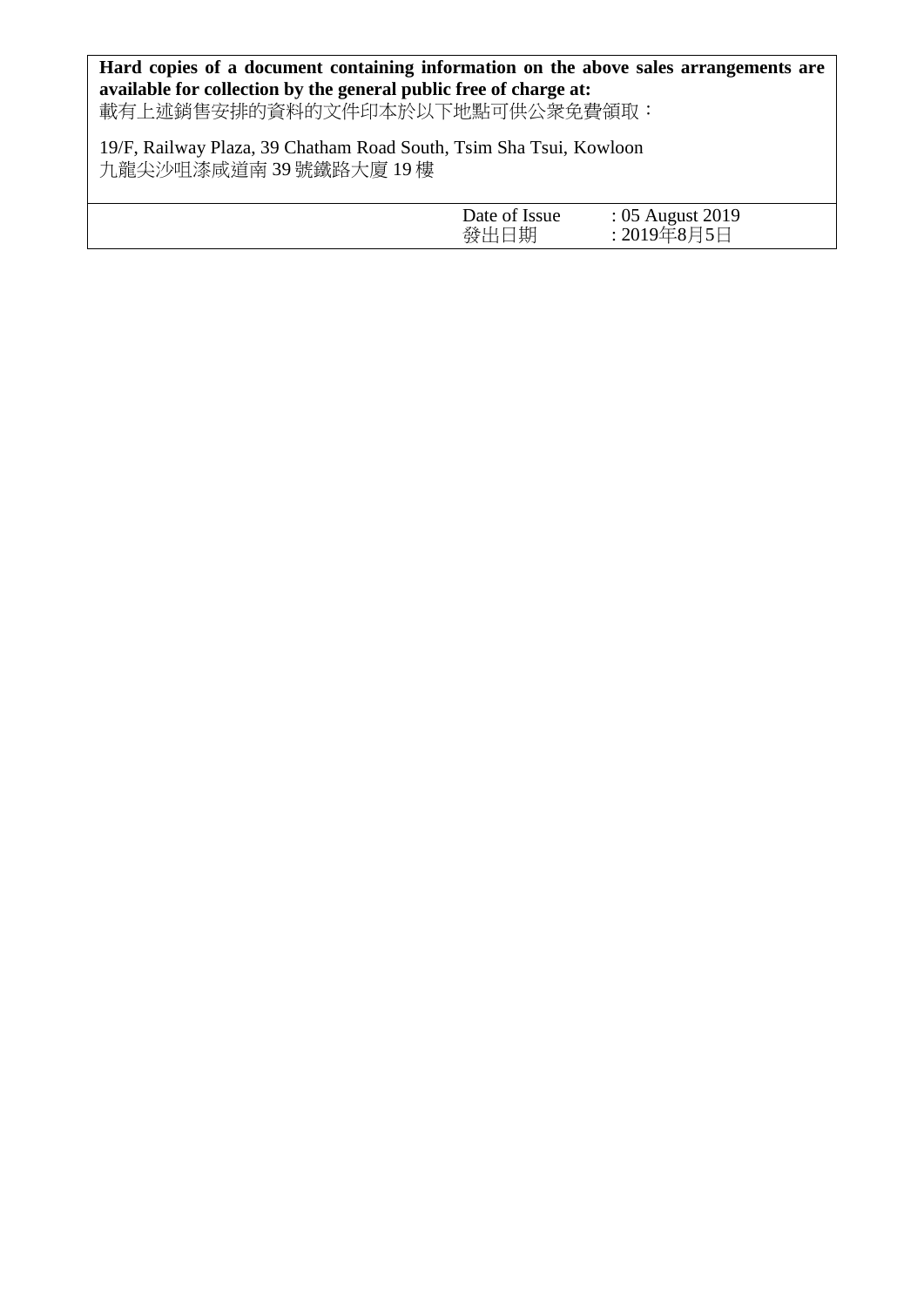**Hard copies of a document containing information on the above sales arrangements are available for collection by the general public free of charge at:**
載有上述銷售安排的資料的文件印本於以下地點可供公眾免費領取：

19/F, Railway Plaza, 39 Chatham Road South, Tsim Sha Tsui, Kowloon
九龍尖沙咀漆咸道南 39 號鐵路大廈 19 樓

| | | |
|---|---|---|
| | Date of Issue<br>發出日期 | : 05 August 2019<br>: 2019年8月5日 |